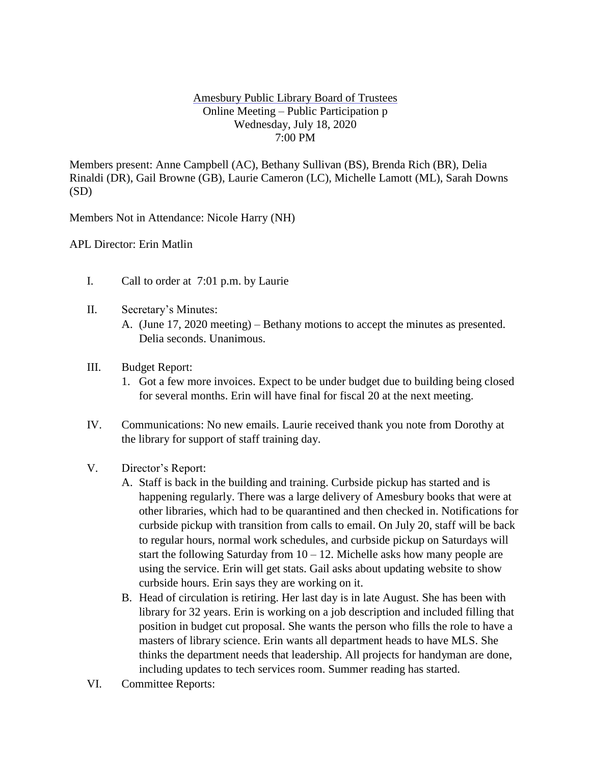Amesbury Public Library Board of Trustees
Online Meeting – Public Participation p
Wednesday, July 18, 2020
7:00 PM

Members present: Anne Campbell (AC), Bethany Sullivan (BS), Brenda Rich (BR), Delia Rinaldi (DR), Gail Browne (GB), Laurie Cameron (LC), Michelle Lamott (ML), Sarah Downs (SD)

Members Not in Attendance: Nicole Harry (NH)

APL Director: Erin Matlin

I. Call to order at 7:01 p.m. by Laurie

II. Secretary's Minutes:
   A. (June 17, 2020 meeting) – Bethany motions to accept the minutes as presented. Delia seconds. Unanimous.

III. Budget Report:
   1. Got a few more invoices. Expect to be under budget due to building being closed for several months. Erin will have final for fiscal 20 at the next meeting.

IV. Communications: No new emails. Laurie received thank you note from Dorothy at the library for support of staff training day.

V. Director's Report:
   A. Staff is back in the building and training. Curbside pickup has started and is happening regularly. There was a large delivery of Amesbury books that were at other libraries, which had to be quarantined and then checked in. Notifications for curbside pickup with transition from calls to email. On July 20, staff will be back to regular hours, normal work schedules, and curbside pickup on Saturdays will start the following Saturday from 10 – 12. Michelle asks how many people are using the service. Erin will get stats. Gail asks about updating website to show curbside hours. Erin says they are working on it.
   B. Head of circulation is retiring. Her last day is in late August. She has been with library for 32 years. Erin is working on a job description and included filling that position in budget cut proposal. She wants the person who fills the role to have a masters of library science. Erin wants all department heads to have MLS. She thinks the department needs that leadership. All projects for handyman are done, including updates to tech services room. Summer reading has started.

VI. Committee Reports: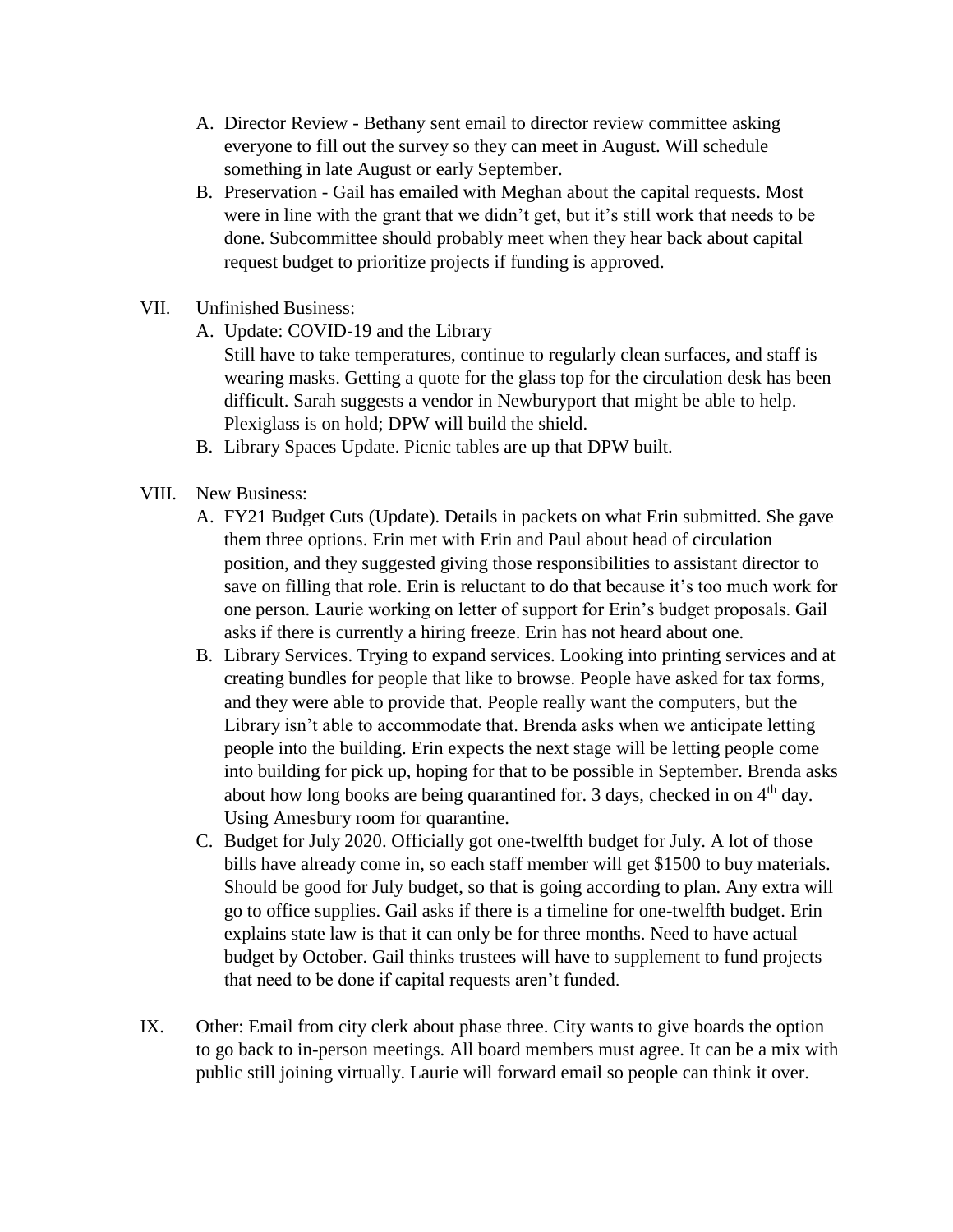A. Director Review - Bethany sent email to director review committee asking everyone to fill out the survey so they can meet in August. Will schedule something in late August or early September.

B. Preservation - Gail has emailed with Meghan about the capital requests. Most were in line with the grant that we didn't get, but it's still work that needs to be done. Subcommittee should probably meet when they hear back about capital request budget to prioritize projects if funding is approved.

VII. Unfinished Business:

A. Update: COVID-19 and the Library
Still have to take temperatures, continue to regularly clean surfaces, and staff is wearing masks. Getting a quote for the glass top for the circulation desk has been difficult. Sarah suggests a vendor in Newburyport that might be able to help. Plexiglass is on hold; DPW will build the shield.

B. Library Spaces Update. Picnic tables are up that DPW built.

VIII. New Business:

A. FY21 Budget Cuts (Update). Details in packets on what Erin submitted. She gave them three options. Erin met with Erin and Paul about head of circulation position, and they suggested giving those responsibilities to assistant director to save on filling that role. Erin is reluctant to do that because it's too much work for one person. Laurie working on letter of support for Erin's budget proposals. Gail asks if there is currently a hiring freeze. Erin has not heard about one.

B. Library Services. Trying to expand services. Looking into printing services and at creating bundles for people that like to browse. People have asked for tax forms, and they were able to provide that. People really want the computers, but the Library isn't able to accommodate that. Brenda asks when we anticipate letting people into the building. Erin expects the next stage will be letting people come into building for pick up, hoping for that to be possible in September. Brenda asks about how long books are being quarantined for. 3 days, checked in on 4th day. Using Amesbury room for quarantine.

C. Budget for July 2020. Officially got one-twelfth budget for July. A lot of those bills have already come in, so each staff member will get $1500 to buy materials. Should be good for July budget, so that is going according to plan. Any extra will go to office supplies. Gail asks if there is a timeline for one-twelfth budget. Erin explains state law is that it can only be for three months. Need to have actual budget by October. Gail thinks trustees will have to supplement to fund projects that need to be done if capital requests aren't funded.

IX. Other: Email from city clerk about phase three. City wants to give boards the option to go back to in-person meetings. All board members must agree. It can be a mix with public still joining virtually. Laurie will forward email so people can think it over.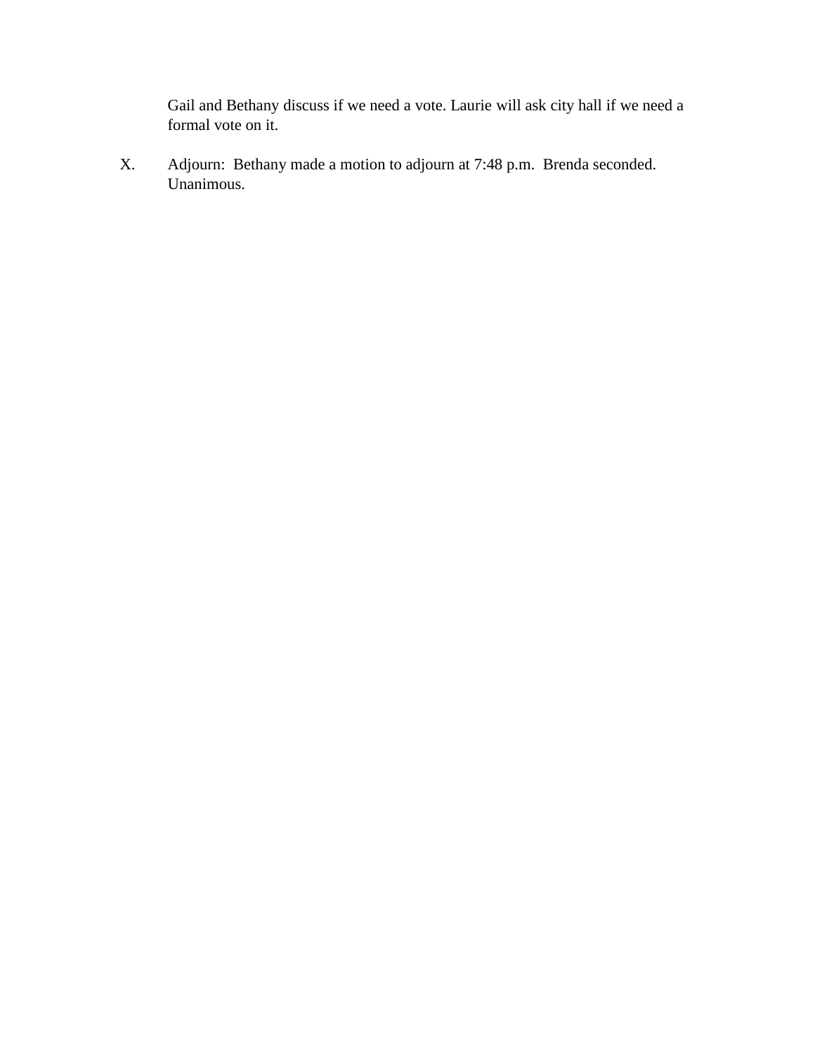Gail and Bethany discuss if we need a vote. Laurie will ask city hall if we need a formal vote on it.

X. Adjourn: Bethany made a motion to adjourn at 7:48 p.m. Brenda seconded. Unanimous.